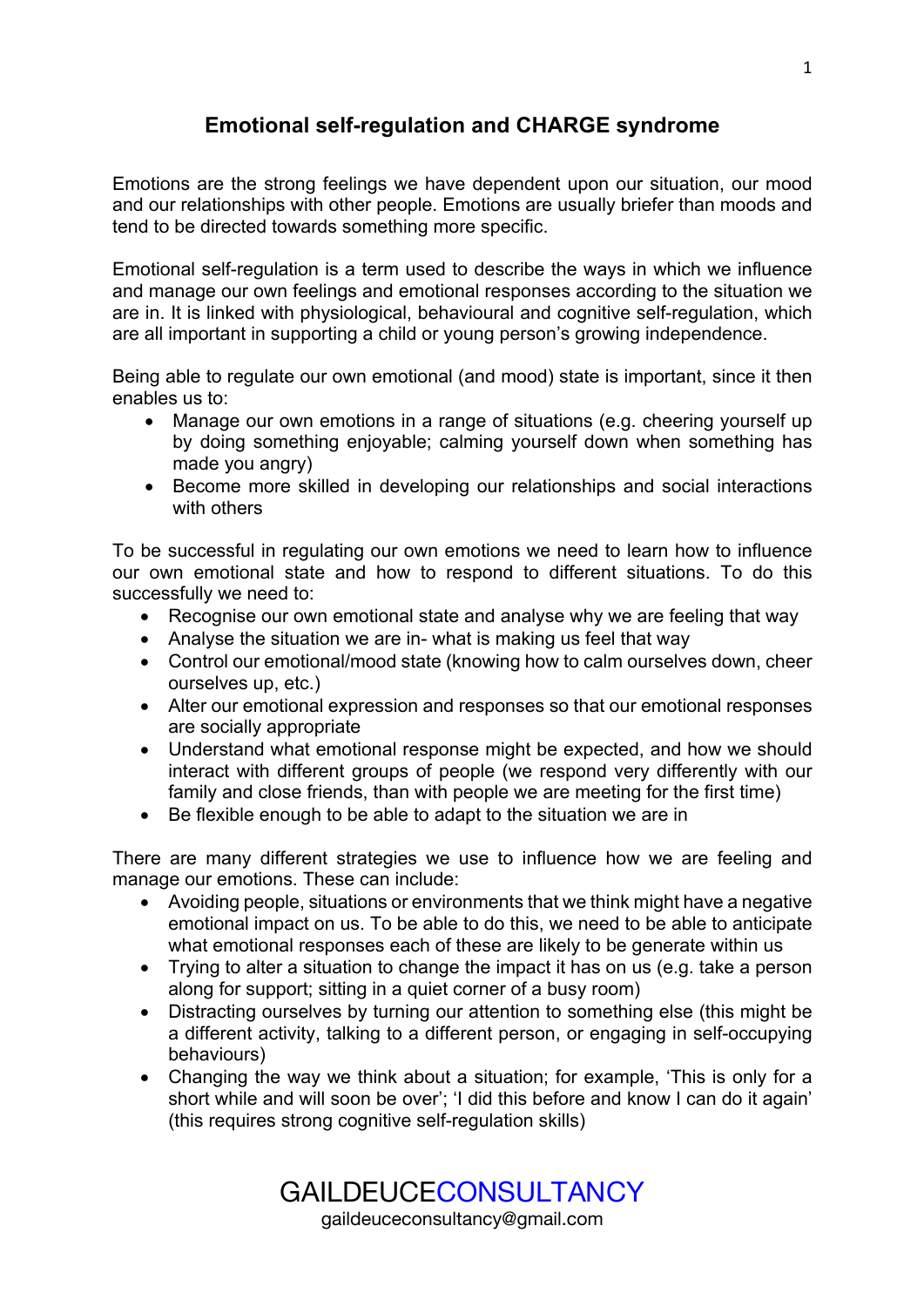# Emotional self-regulation and CHARGE syndrome

Emotions are the strong feelings we have dependent upon our situation, our mood and our relationships with other people. Emotions are usually briefer than moods and tend to be directed towards something more specific.

Emotional self-regulation is a term used to describe the ways in which we influence and manage our own feelings and emotional responses according to the situation we are in. It is linked with physiological, behavioural and cognitive self-regulation, which are all important in supporting a child or young person's growing independence.

Being able to regulate our own emotional (and mood) state is important, since it then enables us to:

- Manage our own emotions in a range of situations (e.g. cheering yourself up by doing something enjoyable; calming yourself down when something has made you angry)
- Become more skilled in developing our relationships and social interactions with others

To be successful in regulating our own emotions we need to learn how to influence our own emotional state and how to respond to different situations. To do this successfully we need to:

- Recognise our own emotional state and analyse why we are feeling that way
- Analyse the situation we are in- what is making us feel that way
- Control our emotional/mood state (knowing how to calm ourselves down, cheer ourselves up, etc.)
- Alter our emotional expression and responses so that our emotional responses are socially appropriate
- Understand what emotional response might be expected, and how we should interact with different groups of people (we respond very differently with our family and close friends, than with people we are meeting for the first time)
- Be flexible enough to be able to adapt to the situation we are in

There are many different strategies we use to influence how we are feeling and manage our emotions. These can include:

- Avoiding people, situations or environments that we think might have a negative emotional impact on us. To be able to do this, we need to be able to anticipate what emotional responses each of these are likely to be generate within us
- Trying to alter a situation to change the impact it has on us (e.g. take a person along for support; sitting in a quiet corner of a busy room)
- Distracting ourselves by turning our attention to something else (this might be a different activity, talking to a different person, or engaging in self-occupying behaviours)
- Changing the way we think about a situation; for example, 'This is only for a short while and will soon be over'; 'I did this before and know I can do it again' (this requires strong cognitive self-regulation skills)

GAILDEUCECONSULTANCY
gaildeuceconsultancy@gmail.com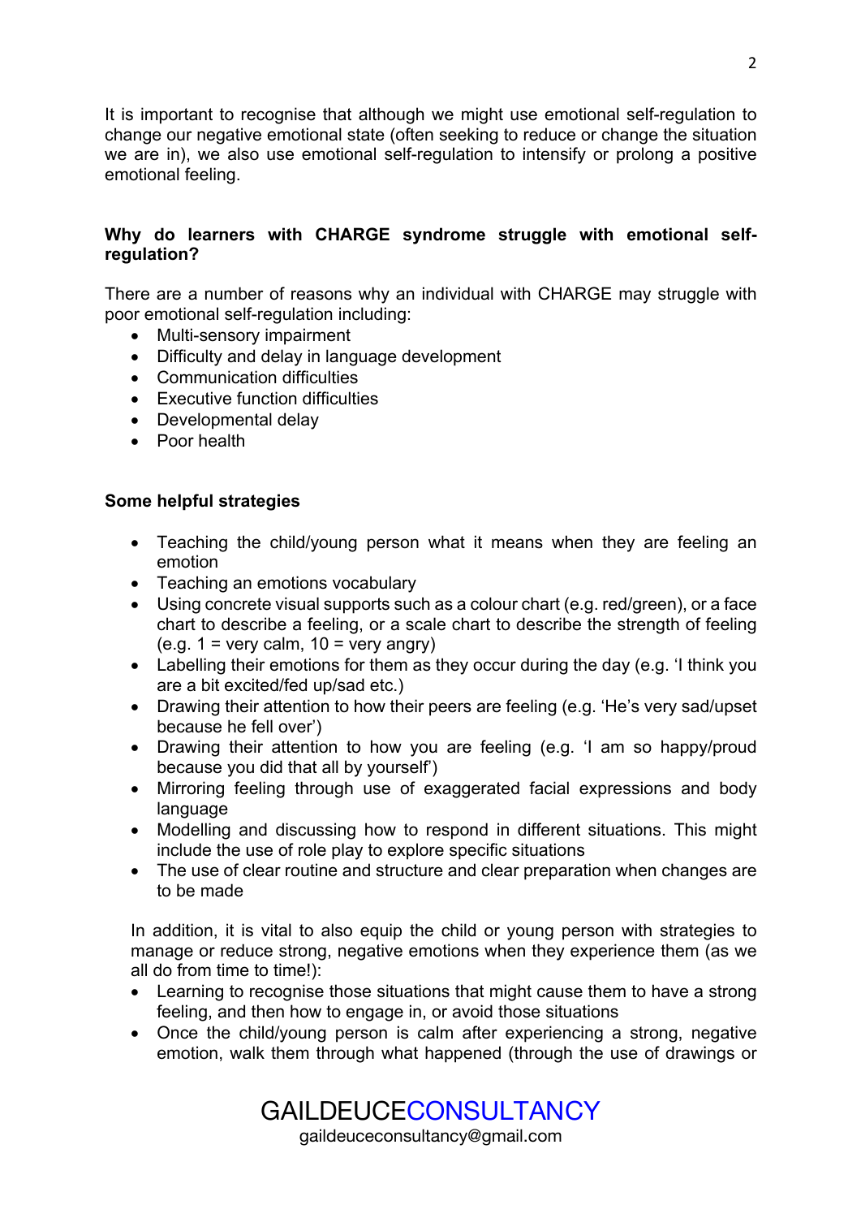It is important to recognise that although we might use emotional self-regulation to change our negative emotional state (often seeking to reduce or change the situation we are in), we also use emotional self-regulation to intensify or prolong a positive emotional feeling.

**Why do learners with CHARGE syndrome struggle with emotional self-regulation?**

There are a number of reasons why an individual with CHARGE may struggle with poor emotional self-regulation including:

- Multi-sensory impairment
- Difficulty and delay in language development
- Communication difficulties
- Executive function difficulties
- Developmental delay
- Poor health

**Some helpful strategies**

- Teaching the child/young person what it means when they are feeling an emotion
- Teaching an emotions vocabulary
- Using concrete visual supports such as a colour chart (e.g. red/green), or a face chart to describe a feeling, or a scale chart to describe the strength of feeling (e.g. 1 = very calm, 10 = very angry)
- Labelling their emotions for them as they occur during the day (e.g. 'I think you are a bit excited/fed up/sad etc.)
- Drawing their attention to how their peers are feeling (e.g. 'He's very sad/upset because he fell over')
- Drawing their attention to how you are feeling (e.g. 'I am so happy/proud because you did that all by yourself')
- Mirroring feeling through use of exaggerated facial expressions and body language
- Modelling and discussing how to respond in different situations. This might include the use of role play to explore specific situations
- The use of clear routine and structure and clear preparation when changes are to be made

In addition, it is vital to also equip the child or young person with strategies to manage or reduce strong, negative emotions when they experience them (as we all do from time to time!):

- Learning to recognise those situations that might cause them to have a strong feeling, and then how to engage in, or avoid those situations
- Once the child/young person is calm after experiencing a strong, negative emotion, walk them through what happened (through the use of drawings or

GAILDEUCECONSULTANCY
gaildeuceconsultancy@gmail.com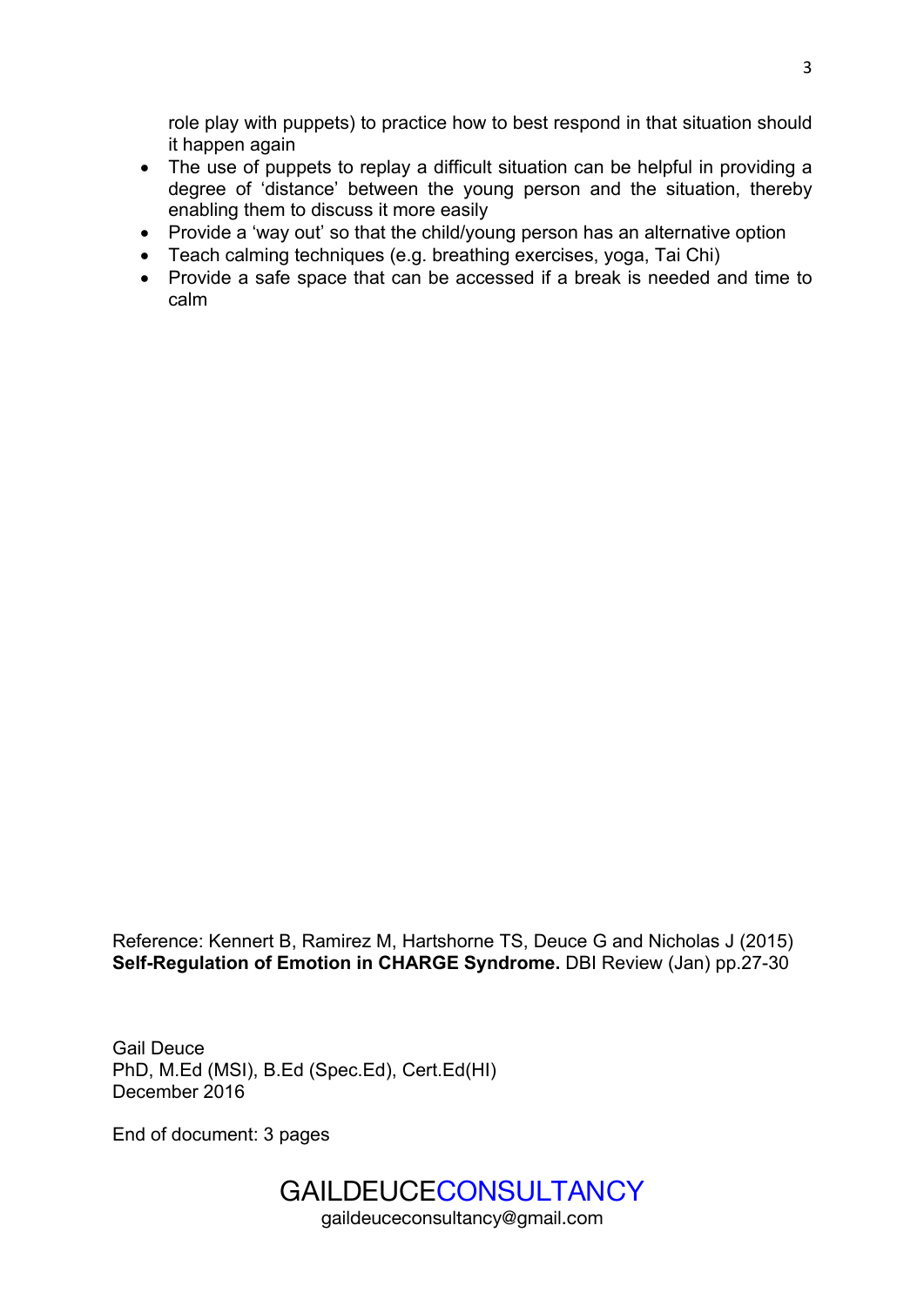role play with puppets) to practice how to best respond in that situation should it happen again

- The use of puppets to replay a difficult situation can be helpful in providing a degree of 'distance' between the young person and the situation, thereby enabling them to discuss it more easily
- Provide a 'way out' so that the child/young person has an alternative option
- Teach calming techniques (e.g. breathing exercises, yoga, Tai Chi)
- Provide a safe space that can be accessed if a break is needed and time to calm

Reference: Kennert B, Ramirez M, Hartshorne TS, Deuce G and Nicholas J (2015) **Self-Regulation of Emotion in CHARGE Syndrome.** DBI Review (Jan) pp.27-30

Gail Deuce
PhD, M.Ed (MSI), B.Ed (Spec.Ed), Cert.Ed(HI)
December 2016

End of document: 3 pages

GAILDEUCECONSULTANCY
gaildeuceconsultancy@gmail.com